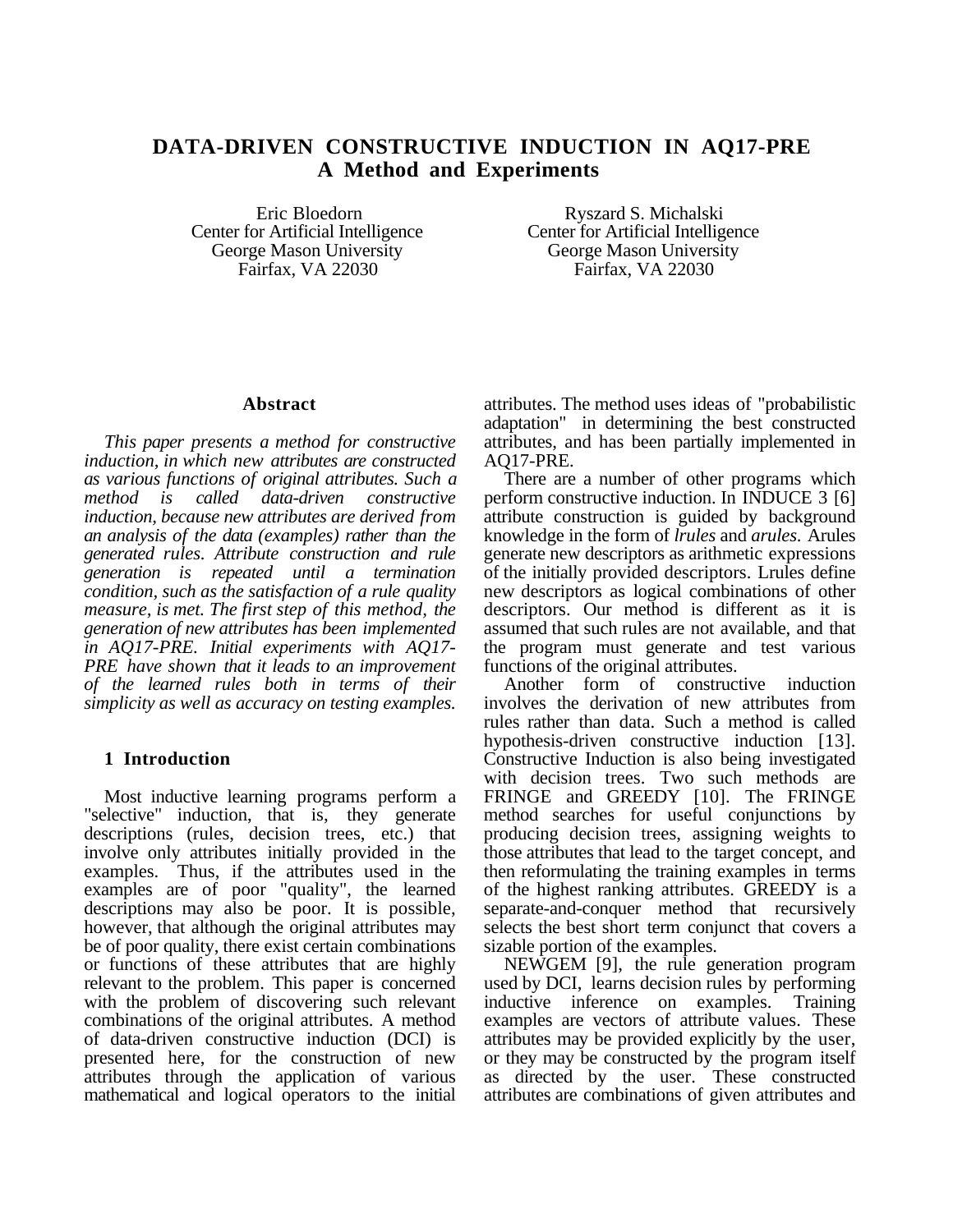# DATA-DRIVEN CONSTRUCTIVE INDUCTION IN AQ17-PRE
## A Method and Experiments

Eric Bloedorn
Center for Artificial Intelligence
George Mason University
Fairfax, VA 22030

Ryszard S. Michalski
Center for Artificial Intelligence
George Mason University
Fairfax, VA 22030

### Abstract

*This paper presents a method for constructive induction, in which new attributes are constructed as various functions of original attributes. Such a method is called data-driven constructive induction, because new attributes are derived from an analysis of the data (examples) rather than the generated rules. Attribute construction and rule generation is repeated until a termination condition, such as the satisfaction of a rule quality measure, is met. The first step of this method, the generation of new attributes has been implemented in AQ17-PRE. Initial experiments with AQ17-PRE have shown that it leads to an improvement of the learned rules both in terms of their simplicity as well as accuracy on testing examples.*

### 1 Introduction

Most inductive learning programs perform a "selective" induction, that is, they generate descriptions (rules, decision trees, etc.) that involve only attributes initially provided in the examples. Thus, if the attributes used in the examples are of poor "quality", the learned descriptions may also be poor. It is possible, however, that although the original attributes may be of poor quality, there exist certain combinations or functions of these attributes that are highly relevant to the problem. This paper is concerned with the problem of discovering such relevant combinations of the original attributes. A method of data-driven constructive induction (DCI) is presented here, for the construction of new attributes through the application of various mathematical and logical operators to the initial attributes. The method uses ideas of "probabilistic adaptation" in determining the best constructed attributes, and has been partially implemented in AQ17-PRE.

There are a number of other programs which perform constructive induction. In INDUCE 3 [6] attribute construction is guided by background knowledge in the form of *lrules* and *arules*. Arules generate new descriptors as arithmetic expressions of the initially provided descriptors. Lrules define new descriptors as logical combinations of other descriptors. Our method is different as it is assumed that such rules are not available, and that the program must generate and test various functions of the original attributes.

Another form of constructive induction involves the derivation of new attributes from rules rather than data. Such a method is called hypothesis-driven constructive induction [13]. Constructive Induction is also being investigated with decision trees. Two such methods are FRINGE and GREEDY [10]. The FRINGE method searches for useful conjunctions by producing decision trees, assigning weights to those attributes that lead to the target concept, and then reformulating the training examples in terms of the highest ranking attributes. GREEDY is a separate-and-conquer method that recursively selects the best short term conjunct that covers a sizable portion of the examples.

NEWGEM [9], the rule generation program used by DCI, learns decision rules by performing inductive inference on examples. Training examples are vectors of attribute values. These attributes may be provided explicitly by the user, or they may be constructed by the program itself as directed by the user. These constructed attributes are combinations of given attributes and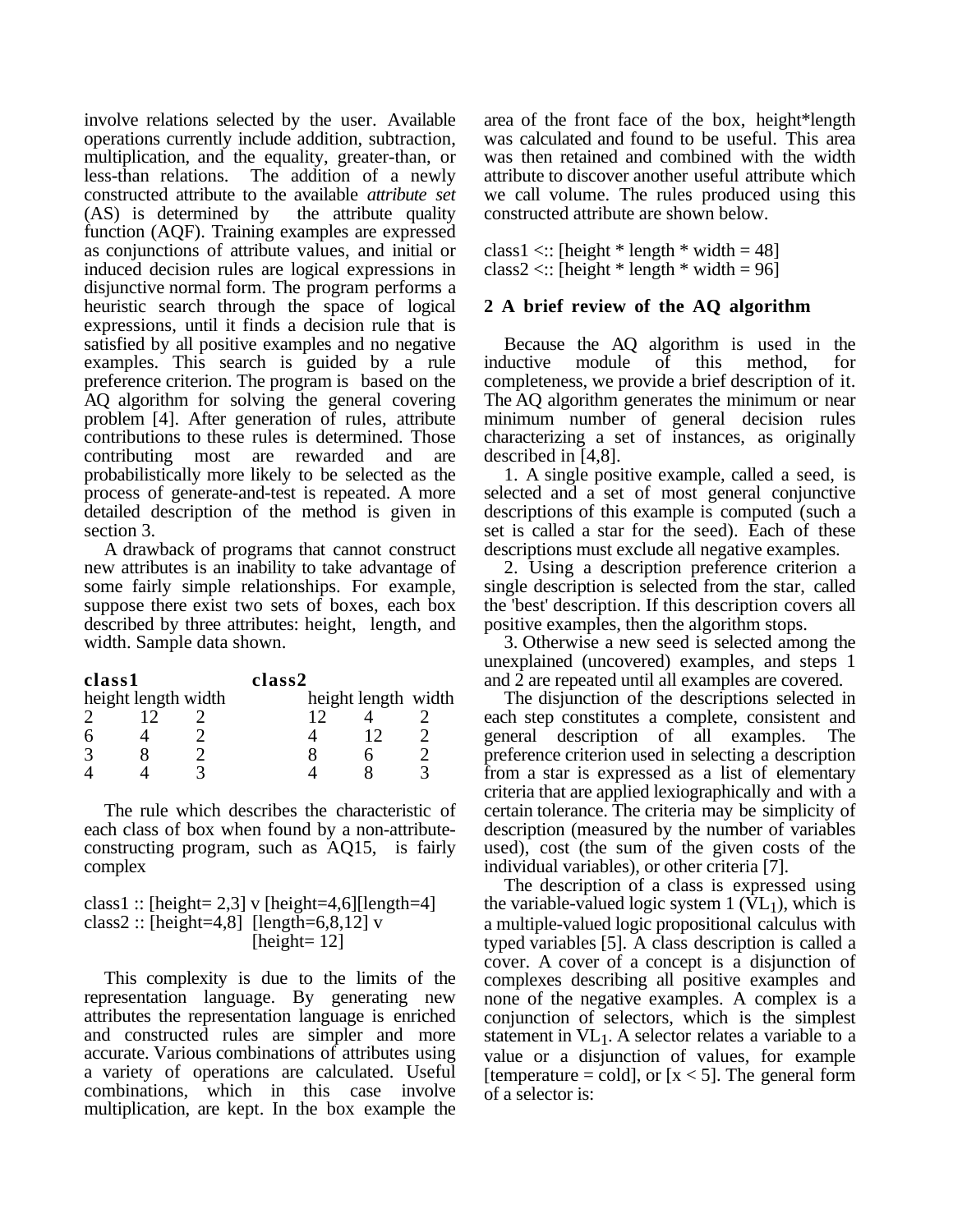involve relations selected by the user. Available operations currently include addition, subtraction, multiplication, and the equality, greater-than, or less-than relations. The addition of a newly constructed attribute to the available *attribute set* (AS) is determined by the attribute quality function (AQF). Training examples are expressed as conjunctions of attribute values, and initial or induced decision rules are logical expressions in disjunctive normal form. The program performs a heuristic search through the space of logical expressions, until it finds a decision rule that is satisfied by all positive examples and no negative examples. This search is guided by a rule preference criterion. The program is based on the AQ algorithm for solving the general covering problem [4]. After generation of rules, attribute contributions to these rules is determined. Those contributing most are rewarded and are probabilistically more likely to be selected as the process of generate-and-test is repeated. A more detailed description of the method is given in section 3.

A drawback of programs that cannot construct new attributes is an inability to take advantage of some fairly simple relationships. For example, suppose there exist two sets of boxes, each box described by three attributes: height, length, and width. Sample data shown.

| **class1** | | | **class2** | | |
|---|---|---|---|---|---|
| height | length | width | height | length | width |
| 2 | 12 | 2 | 12 | 4 | 2 |
| 6 | 4 | 2 | 4 | 12 | 2 |
| 3 | 8 | 2 | 8 | 6 | 2 |
| 4 | 4 | 3 | 4 | 8 | 3 |

The rule which describes the characteristic of each class of box when found by a non-attribute-constructing program, such as AQ15, is fairly complex

```
class1 :: [height= 2,3] v [height=4,6][length=4]
class2 :: [height=4,8] [length=6,8,12] v
                       [height= 12]
```

This complexity is due to the limits of the representation language. By generating new attributes the representation language is enriched and constructed rules are simpler and more accurate. Various combinations of attributes using a variety of operations are calculated. Useful combinations, which in this case involve multiplication, are kept. In the box example the area of the front face of the box, height*length was calculated and found to be useful. This area was then retained and combined with the width attribute to discover another useful attribute which we call volume. The rules produced using this constructed attribute are shown below.

```
class1 <:: [height * length * width = 48]
class2 <:: [height * length * width = 96]
```

## 2 A brief review of the AQ algorithm

Because the AQ algorithm is used in the inductive module of this method, for completeness, we provide a brief description of it. The AQ algorithm generates the minimum or near minimum number of general decision rules characterizing a set of instances, as originally described in [4,8].

1. A single positive example, called a seed, is selected and a set of most general conjunctive descriptions of this example is computed (such a set is called a star for the seed). Each of these descriptions must exclude all negative examples.

2. Using a description preference criterion a single description is selected from the star, called the 'best' description. If this description covers all positive examples, then the algorithm stops.

3. Otherwise a new seed is selected among the unexplained (uncovered) examples, and steps 1 and 2 are repeated until all examples are covered.

The disjunction of the descriptions selected in each step constitutes a complete, consistent and general description of all examples. The preference criterion used in selecting a description from a star is expressed as a list of elementary criteria that are applied lexiographically and with a certain tolerance. The criteria may be simplicity of description (measured by the number of variables used), cost (the sum of the given costs of the individual variables), or other criteria [7].

The description of a class is expressed using the variable-valued logic system 1 ($VL_1$), which is a multiple-valued logic propositional calculus with typed variables [5]. A class description is called a cover. A cover of a concept is a disjunction of complexes describing all positive examples and none of the negative examples. A complex is a conjunction of selectors, which is the simplest statement in $VL_1$. A selector relates a variable to a value or a disjunction of values, for example [temperature = cold], or [$x < 5$]. The general form of a selector is: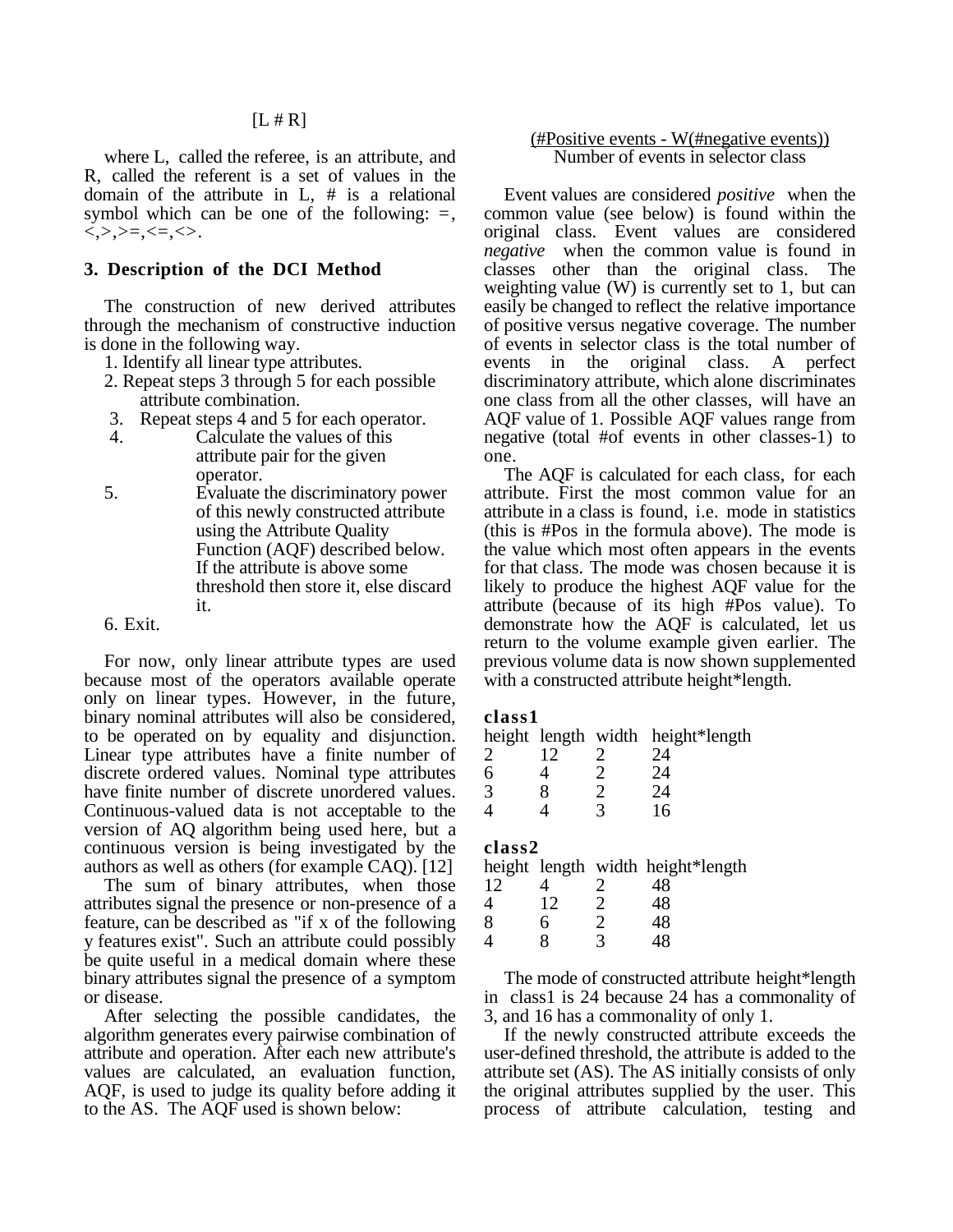[L # R]

where L, called the referee, is an attribute, and R, called the referent is a set of values in the domain of the attribute in L, # is a relational symbol which can be one of the following: =, <,>,>=,<=,<>.

### 3. Description of the DCI Method

The construction of new derived attributes through the mechanism of constructive induction is done in the following way.

1. Identify all linear type attributes.
2. Repeat steps 3 through 5 for each possible attribute combination.
3. Repeat steps 4 and 5 for each operator.
4. Calculate the values of this attribute pair for the given operator.
5. Evaluate the discriminatory power of this newly constructed attribute using the Attribute Quality Function (AQF) described below. If the attribute is above some threshold then store it, else discard it.
6. Exit.

For now, only linear attribute types are used because most of the operators available operate only on linear types. However, in the future, binary nominal attributes will also be considered, to be operated on by equality and disjunction. Linear type attributes have a finite number of discrete ordered values. Nominal type attributes have finite number of discrete unordered values. Continuous-valued data is not acceptable to the version of AQ algorithm being used here, but a continuous version is being investigated by the authors as well as others (for example CAQ). [12]

The sum of binary attributes, when those attributes signal the presence or non-presence of a feature, can be described as "if x of the following y features exist". Such an attribute could possibly be quite useful in a medical domain where these binary attributes signal the presence of a symptom or disease.

After selecting the possible candidates, the algorithm generates every pairwise combination of attribute and operation. After each new attribute's values are calculated, an evaluation function, AQF, is used to judge its quality before adding it to the AS. The AQF used is shown below:

$$\frac{(\#\text{Positive events} - W(\#\text{negative events}))}{\text{Number of events in selector class}}$$

Event values are considered *positive* when the common value (see below) is found within the original class. Event values are considered *negative* when the common value is found in classes other than the original class. The weighting value (W) is currently set to 1, but can easily be changed to reflect the relative importance of positive versus negative coverage. The number of events in selector class is the total number of events in the original class. A perfect discriminatory attribute, which alone discriminates one class from all the other classes, will have an AQF value of 1. Possible AQF values range from negative (total #of events in other classes-1) to one.

The AQF is calculated for each class, for each attribute. First the most common value for an attribute in a class is found, i.e. mode in statistics (this is #Pos in the formula above). The mode is the value which most often appears in the events for that class. The mode was chosen because it is likely to produce the highest AQF value for the attribute (because of its high #Pos value). To demonstrate how the AQF is calculated, let us return to the volume example given earlier. The previous volume data is now shown supplemented with a constructed attribute height*length.

**class1**

| height | length | width | height*length |
|---|---|---|---|
| 2 | 12 | 2 | 24 |
| 6 | 4 | 2 | 24 |
| 3 | 8 | 2 | 24 |
| 4 | 4 | 3 | 16 |

**class2**

| height | length | width | height*length |
|---|---|---|---|
| 12 | 4 | 2 | 48 |
| 4 | 12 | 2 | 48 |
| 8 | 6 | 2 | 48 |
| 4 | 8 | 3 | 48 |

The mode of constructed attribute height*length in class1 is 24 because 24 has a commonality of 3, and 16 has a commonality of only 1.

If the newly constructed attribute exceeds the user-defined threshold, the attribute is added to the attribute set (AS). The AS initially consists of only the original attributes supplied by the user. This process of attribute calculation, testing and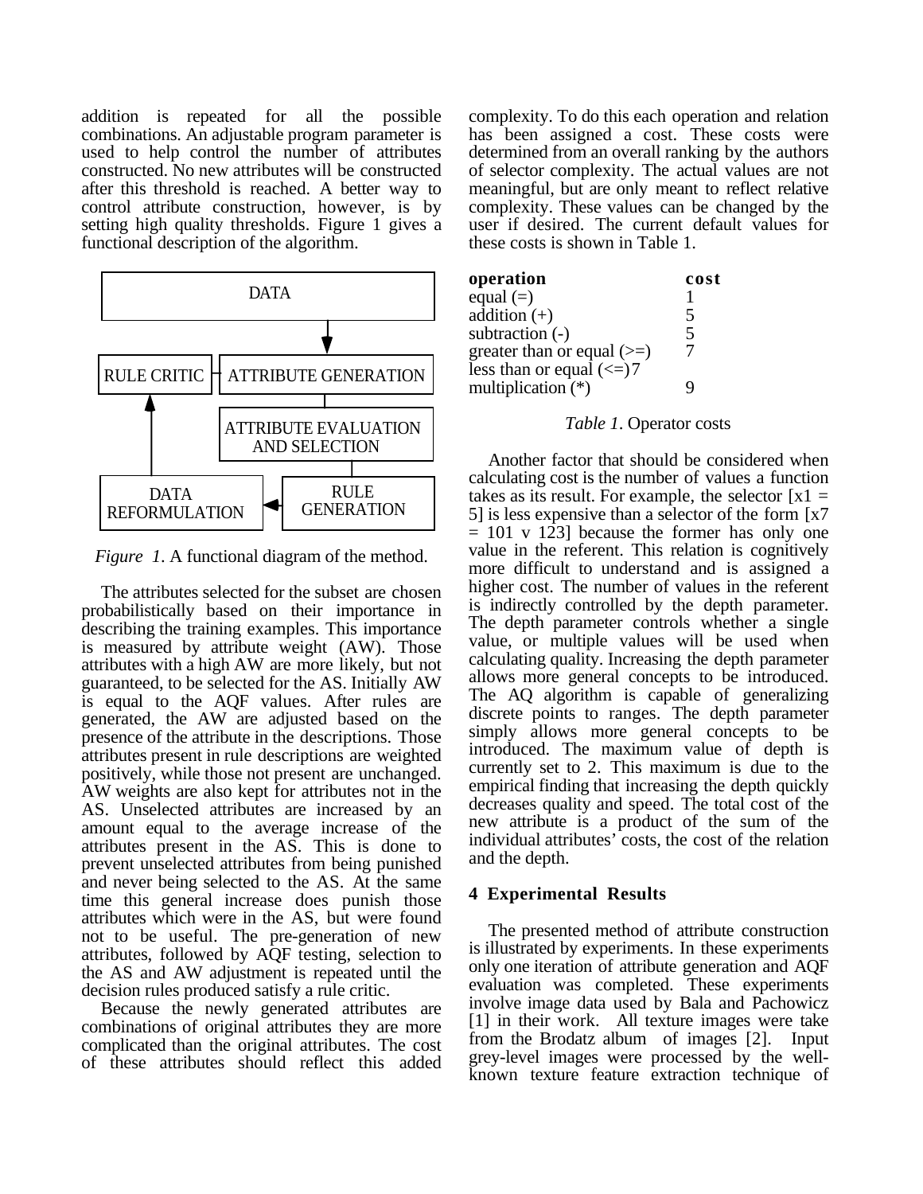addition is repeated for all the possible combinations. An adjustable program parameter is used to help control the number of attributes constructed. No new attributes will be constructed after this threshold is reached. A better way to control attribute construction, however, is by setting high quality thresholds. Figure 1 gives a functional description of the algorithm.

DATA

RULE CRITIC

ATTRIBUTE GENERATION

ATTRIBUTE EVALUATION AND SELECTION

DATA REFORMULATION

RULE GENERATION

*Figure 1*. A functional diagram of the method.

The attributes selected for the subset are chosen probabilistically based on their importance in describing the training examples. This importance is measured by attribute weight (AW). Those attributes with a high AW are more likely, but not guaranteed, to be selected for the AS. Initially AW is equal to the AQF values. After rules are generated, the AW are adjusted based on the presence of the attribute in the descriptions. Those attributes present in rule descriptions are weighted positively, while those not present are unchanged. AW weights are also kept for attributes not in the AS. Unselected attributes are increased by an amount equal to the average increase of the attributes present in the AS. This is done to prevent unselected attributes from being punished and never being selected to the AS. At the same time this general increase does punish those attributes which were in the AS, but were found not to be useful. The pre-generation of new attributes, followed by AQF testing, selection to the AS and AW adjustment is repeated until the decision rules produced satisfy a rule critic.

Because the newly generated attributes are combinations of original attributes they are more complicated than the original attributes. The cost of these attributes should reflect this added complexity. To do this each operation and relation has been assigned a cost. These costs were determined from an overall ranking by the authors of selector complexity. The actual values are not meaningful, but are only meant to reflect relative complexity. These values can be changed by the user if desired. The current default values for these costs is shown in Table 1.

| **operation** | **cost** |
| --- | --- |
| equal (=) | 1 |
| addition (+) | 5 |
| subtraction (-) | 5 |
| greater than or equal (>=) | 7 |
| less than or equal (<=) | 7 |
| multiplication (*) | 9 |

*Table 1*. Operator costs

Another factor that should be considered when calculating cost is the number of values a function takes as its result. For example, the selector [x1 = 5] is less expensive than a selector of the form [x7 = 101 v 123] because the former has only one value in the referent. This relation is cognitively more difficult to understand and is assigned a higher cost. The number of values in the referent is indirectly controlled by the depth parameter. The depth parameter controls whether a single value, or multiple values will be used when calculating quality. Increasing the depth parameter allows more general concepts to be introduced. The AQ algorithm is capable of generalizing discrete points to ranges. The depth parameter simply allows more general concepts to be introduced. The maximum value of depth is currently set to 2. This maximum is due to the empirical finding that increasing the depth quickly decreases quality and speed. The total cost of the new attribute is a product of the sum of the individual attributes' costs, the cost of the relation and the depth.

## 4 Experimental Results

The presented method of attribute construction is illustrated by experiments. In these experiments only one iteration of attribute generation and AQF evaluation was completed. These experiments involve image data used by Bala and Pachowicz [1] in their work. All texture images were take from the Brodatz album of images [2]. Input grey-level images were processed by the well-known texture feature extraction technique of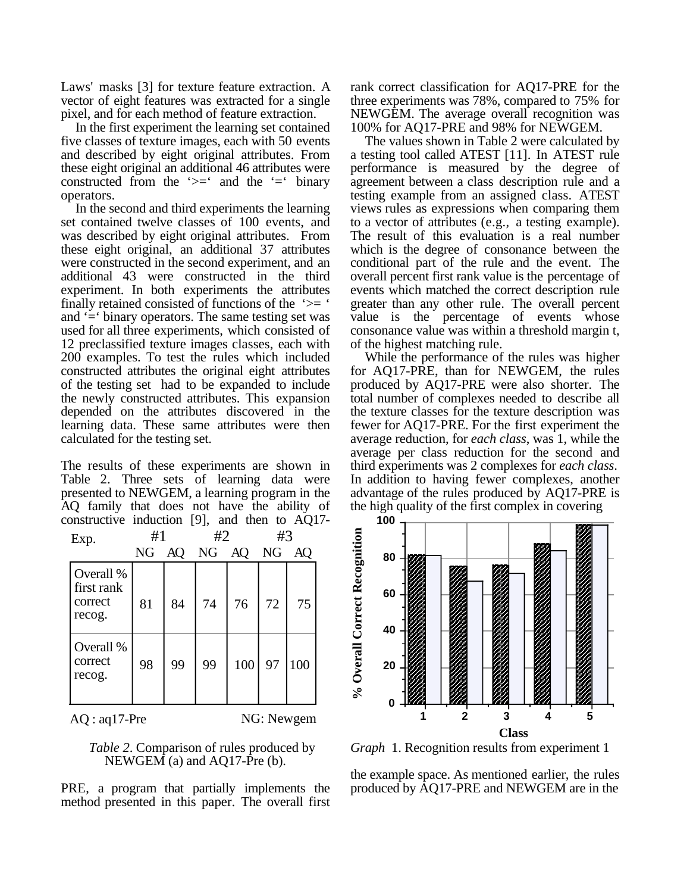Laws' masks [3] for texture feature extraction. A vector of eight features was extracted for a single pixel, and for each method of feature extraction.

In the first experiment the learning set contained five classes of texture images, each with 50 events and described by eight original attributes. From these eight original an additional 46 attributes were constructed from the '>=' and the '=' binary operators.

In the second and third experiments the learning set contained twelve classes of 100 events, and was described by eight original attributes. From these eight original, an additional 37 attributes were constructed in the second experiment, and an additional 43 were constructed in the third experiment. In both experiments the attributes finally retained consisted of functions of the '>= ' and '=' binary operators. The same testing set was used for all three experiments, which consisted of 12 preclassified texture images classes, each with 200 examples. To test the rules which included constructed attributes the original eight attributes of the testing set had to be expanded to include the newly constructed attributes. This expansion depended on the attributes discovered in the learning data. These same attributes were then calculated for the testing set.

The results of these experiments are shown in Table 2. Three sets of learning data were presented to NEWGEM, a learning program in the AQ family that does not have the ability of constructive induction [9], and then to AQ17-PRE, a program that partially implements the method presented in this paper. The overall first rank correct classification for AQ17-PRE for the three experiments was 78%, compared to 75% for NEWGEM. The average overall recognition was 100% for AQ17-PRE and 98% for NEWGEM.

| Exp. | #1 | | #2 | | #3 | |
|---|---|---|---|---|---|---|
| | NG | AQ | NG | AQ | NG | AQ |
| Overall % first rank correct recog. | 81 | 84 | 74 | 76 | 72 | 75 |
| Overall % correct recog. | 98 | 99 | 99 | 100 | 97 | 100 |

AQ : aq17-Pre NG: Newgem

*Table 2*. Comparison of rules produced by NEWGEM (a) and AQ17-Pre (b).

The values shown in Table 2 were calculated by a testing tool called ATEST [11]. In ATEST rule performance is measured by the degree of agreement between a class description rule and a testing example from an assigned class. ATEST views rules as expressions when comparing them to a vector of attributes (e.g., a testing example). The result of this evaluation is a real number which is the degree of consonance between the conditional part of the rule and the event. The overall percent first rank value is the percentage of events which matched the correct description rule greater than any other rule. The overall percent value is the percentage of events whose consonance value was within a threshold margin t, of the highest matching rule.

While the performance of the rules was higher for AQ17-PRE, than for NEWGEM, the rules produced by AQ17-PRE were also shorter. The total number of complexes needed to describe all the texture classes for the texture description was fewer for AQ17-PRE. For the first experiment the average reduction, for *each class*, was 1, while the average per class reduction for the second and third experiments was 2 complexes for *each class*. In addition to having fewer complexes, another advantage of the rules produced by AQ17-PRE is the high quality of the first complex in covering the example space. As mentioned earlier, the rules produced by AQ17-PRE and NEWGEM are in the

*Graph* 1. Recognition results from experiment 1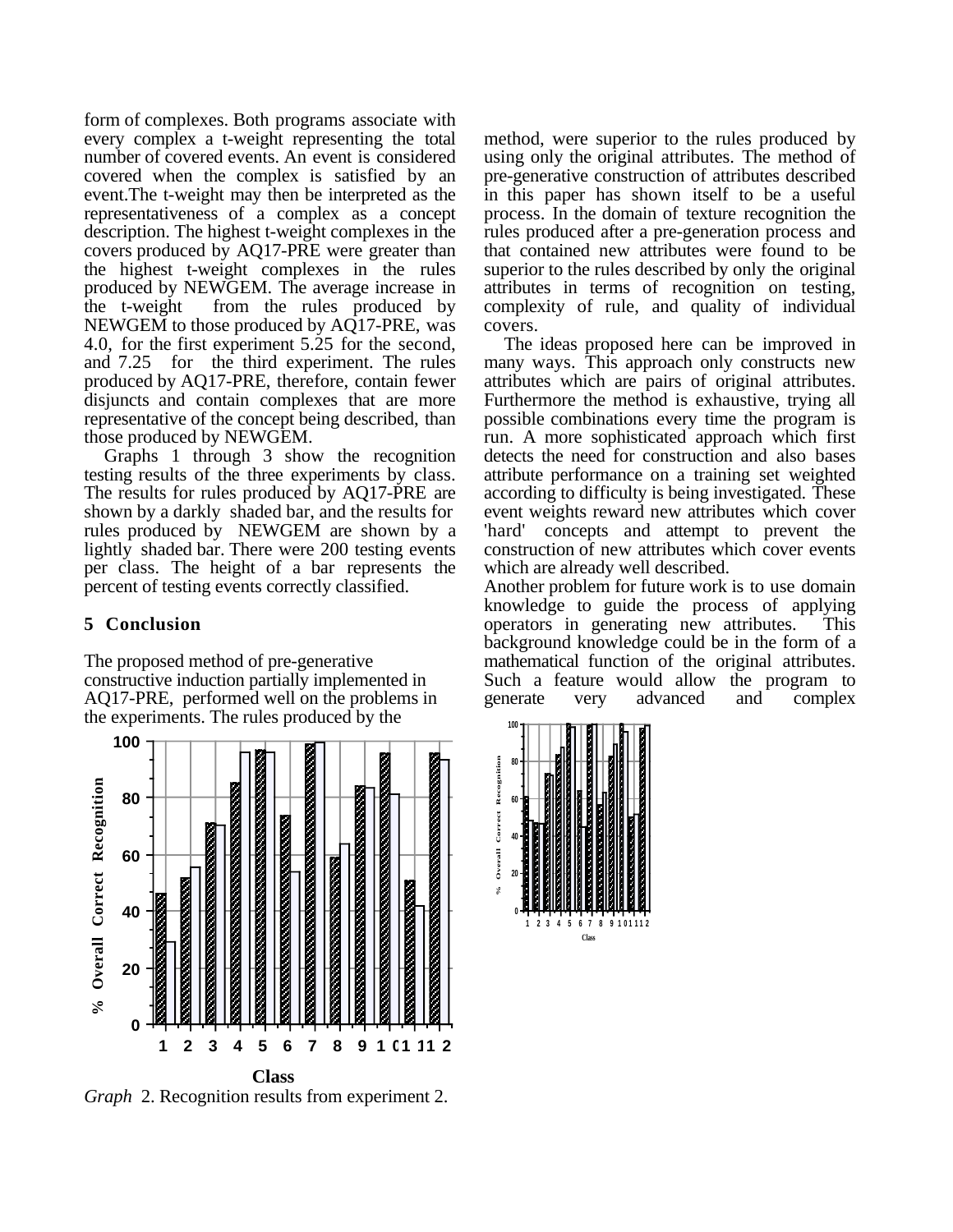form of complexes. Both programs associate with every complex a t-weight representing the total number of covered events. An event is considered covered when the complex is satisfied by an event.The t-weight may then be interpreted as the representativeness of a complex as a concept description. The highest t-weight complexes in the covers produced by AQ17-PRE were greater than the highest t-weight complexes in the rules produced by NEWGEM. The average increase in the t-weight from the rules produced by NEWGEM to those produced by AQ17-PRE, was 4.0, for the first experiment 5.25 for the second, and 7.25 for the third experiment. The rules produced by AQ17-PRE, therefore, contain fewer disjuncts and contain complexes that are more representative of the concept being described, than those produced by NEWGEM.

Graphs 1 through 3 show the recognition testing results of the three experiments by class. The results for rules produced by AQ17-PRE are shown by a darkly shaded bar, and the results for rules produced by NEWGEM are shown by a lightly shaded bar. There were 200 testing events per class. The height of a bar represents the percent of testing events correctly classified.

## 5 Conclusion

The proposed method of pre-generative constructive induction partially implemented in AQ17-PRE, performed well on the problems in the experiments. The rules produced by the method, were superior to the rules produced by using only the original attributes. The method of pre-generative construction of attributes described in this paper has shown itself to be a useful process. In the domain of texture recognition the rules produced after a pre-generation process and that contained new attributes were found to be superior to the rules described by only the original attributes in terms of recognition on testing, complexity of rule, and quality of individual covers.

The ideas proposed here can be improved in many ways. This approach only constructs new attributes which are pairs of original attributes. Furthermore the method is exhaustive, trying all possible combinations every time the program is run. A more sophisticated approach which first detects the need for construction and also bases attribute performance on a training set weighted according to difficulty is being investigated. These event weights reward new attributes which cover 'hard' concepts and attempt to prevent the construction of new attributes which cover events which are already well described.

Another problem for future work is to use domain knowledge to guide the process of applying operators in generating new attributes. This background knowledge could be in the form of a mathematical function of the original attributes. Such a feature would allow the program to generate very advanced and complex

*Graph* 2. Recognition results from experiment 2.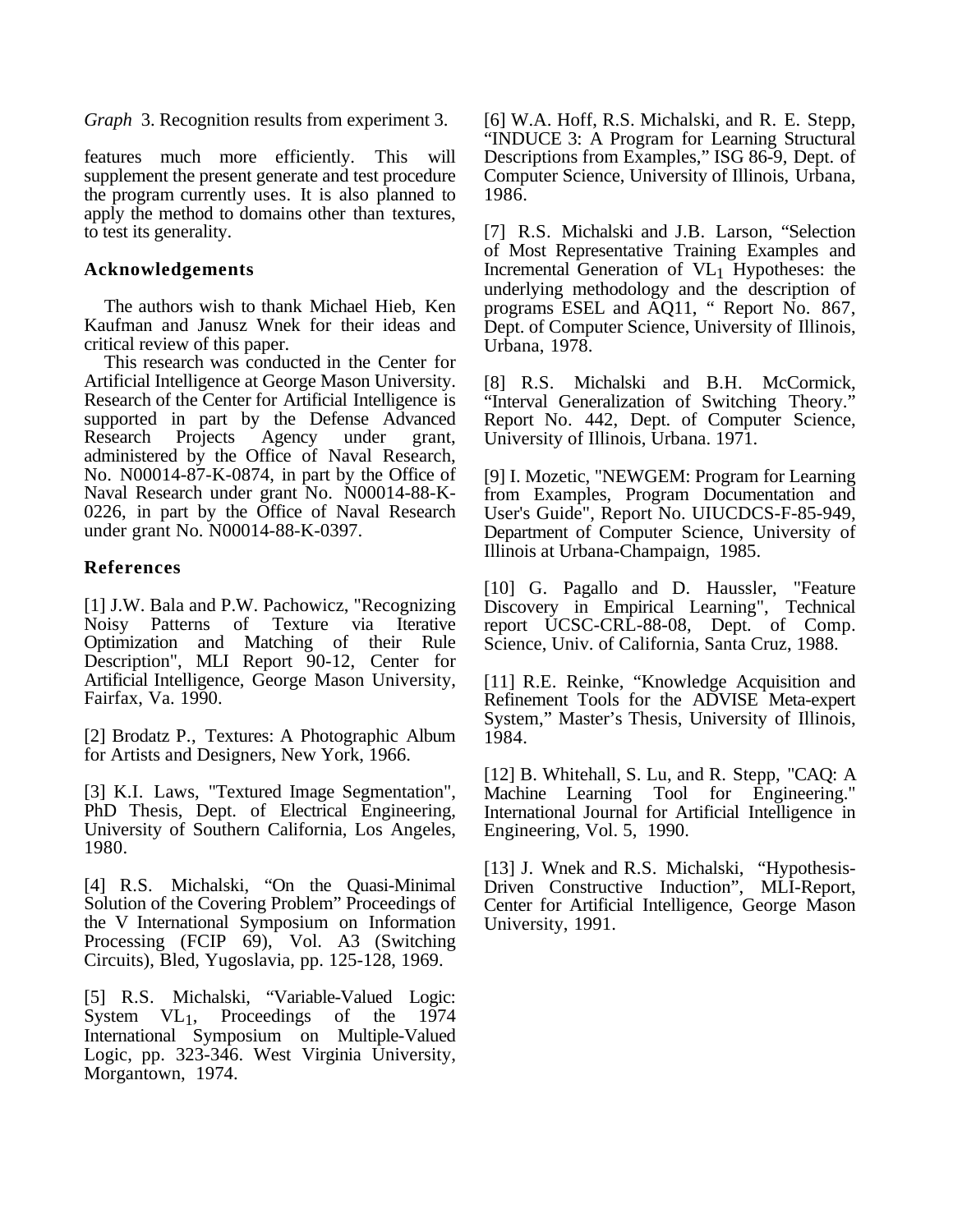*Graph* 3. Recognition results from experiment 3.

features much more efficiently. This will supplement the present generate and test procedure the program currently uses. It is also planned to apply the method to domains other than textures, to test its generality.

## Acknowledgements

The authors wish to thank Michael Hieb, Ken Kaufman and Janusz Wnek for their ideas and critical review of this paper.

This research was conducted in the Center for Artificial Intelligence at George Mason University. Research of the Center for Artificial Intelligence is supported in part by the Defense Advanced Research Projects Agency under grant, administered by the Office of Naval Research, No. N00014-87-K-0874, in part by the Office of Naval Research under grant No. N00014-88-K-0226, in part by the Office of Naval Research under grant No. N00014-88-K-0397.

## References

[1] J.W. Bala and P.W. Pachowicz, "Recognizing Noisy Patterns of Texture via Iterative Optimization and Matching of their Rule Description", MLI Report 90-12, Center for Artificial Intelligence, George Mason University, Fairfax, Va. 1990.

[2] Brodatz P., Textures: A Photographic Album for Artists and Designers, New York, 1966.

[3] K.I. Laws, "Textured Image Segmentation", PhD Thesis, Dept. of Electrical Engineering, University of Southern California, Los Angeles, 1980.

[4] R.S. Michalski, "On the Quasi-Minimal Solution of the Covering Problem" Proceedings of the V International Symposium on Information Processing (FCIP 69), Vol. A3 (Switching Circuits), Bled, Yugoslavia, pp. 125-128, 1969.

[5] R.S. Michalski, "Variable-Valued Logic: System $VL_1$, Proceedings of the 1974 International Symposium on Multiple-Valued Logic, pp. 323-346. West Virginia University, Morgantown, 1974.

[6] W.A. Hoff, R.S. Michalski, and R. E. Stepp, "INDUCE 3: A Program for Learning Structural Descriptions from Examples," ISG 86-9, Dept. of Computer Science, University of Illinois, Urbana, 1986.

[7] R.S. Michalski and J.B. Larson, "Selection of Most Representative Training Examples and Incremental Generation of $VL_1$ Hypotheses: the underlying methodology and the description of programs ESEL and AQ11, " Report No. 867, Dept. of Computer Science, University of Illinois, Urbana, 1978.

[8] R.S. Michalski and B.H. McCormick, "Interval Generalization of Switching Theory." Report No. 442, Dept. of Computer Science, University of Illinois, Urbana. 1971.

[9] I. Mozetic, "NEWGEM: Program for Learning from Examples, Program Documentation and User's Guide", Report No. UIUCDCS-F-85-949, Department of Computer Science, University of Illinois at Urbana-Champaign, 1985.

[10] G. Pagallo and D. Haussler, "Feature Discovery in Empirical Learning", Technical report UCSC-CRL-88-08, Dept. of Comp. Science, Univ. of California, Santa Cruz, 1988.

[11] R.E. Reinke, "Knowledge Acquisition and Refinement Tools for the ADVISE Meta-expert System," Master's Thesis, University of Illinois, 1984.

[12] B. Whitehall, S. Lu, and R. Stepp, "CAQ: A Machine Learning Tool for Engineering." International Journal for Artificial Intelligence in Engineering, Vol. 5, 1990.

[13] J. Wnek and R.S. Michalski, "Hypothesis-Driven Constructive Induction", MLI-Report, Center for Artificial Intelligence, George Mason University, 1991.